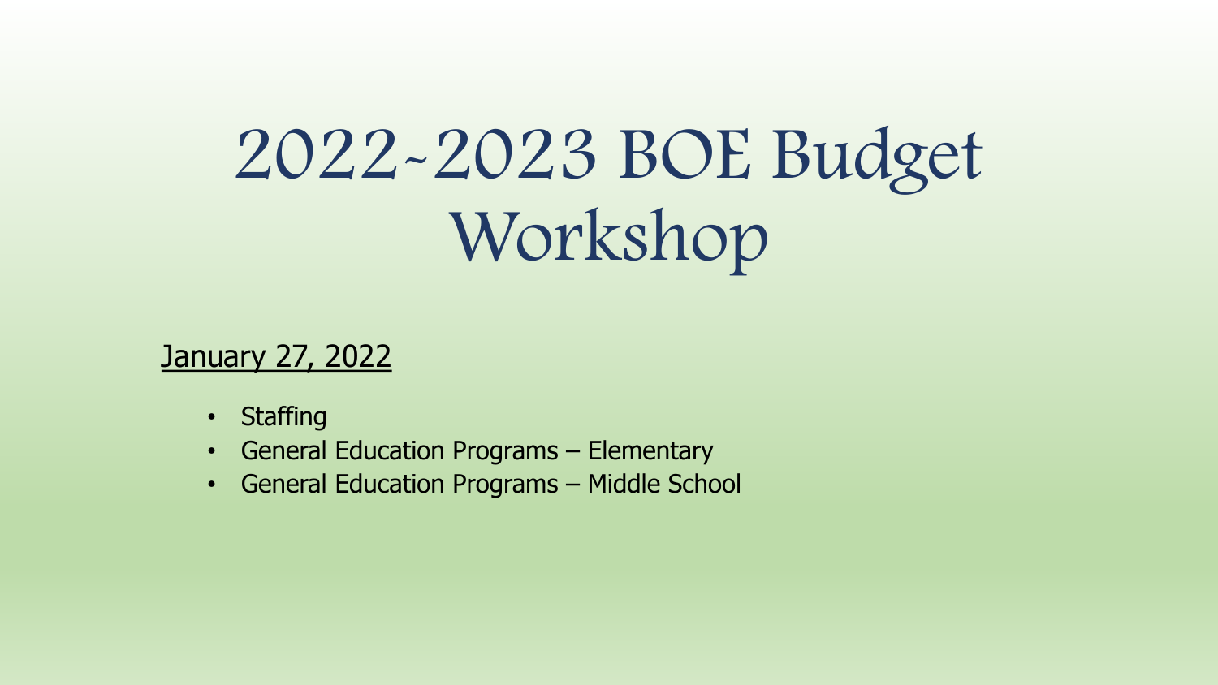# 2022-2023 BOE Budget Workshop

January 27, 2022

- Staffing
- General Education Programs – Elementary
- General Education Programs – Middle School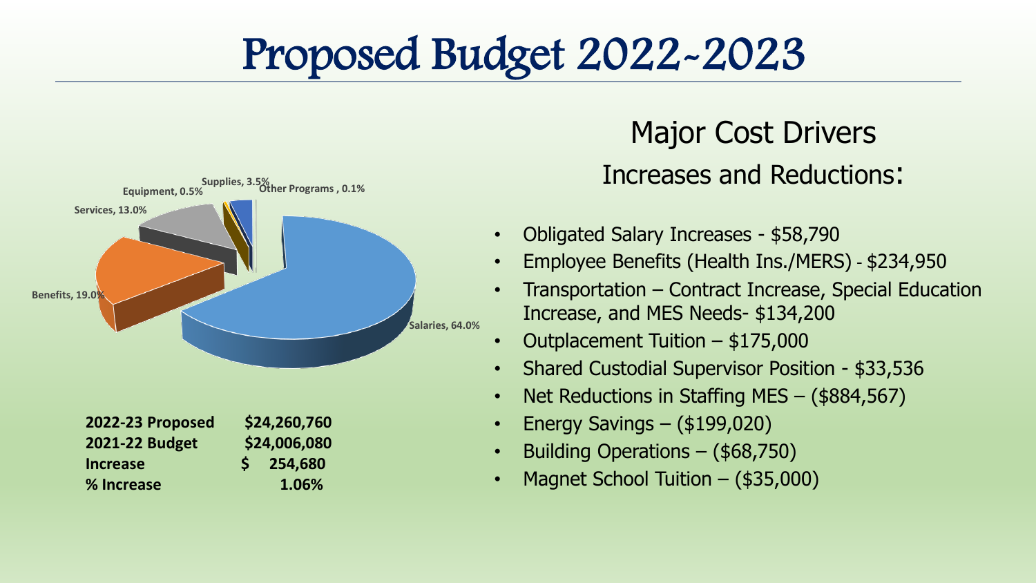# Proposed Budget 2022-2023

Supplies, 3.5%
Other Programs , 0.1%
Equipment, 0.5%
Services, 13.0%
Benefits, 19.0%
Salaries, 64.0%

| | |
|---|---|
| **2022-23 Proposed** | **$24,260,760** |
| **2021-22 Budget** | **$24,006,080** |
| **Increase** | **$ 254,680** |
| **% Increase** | **1.06%** |

## Major Cost Drivers

### Increases and Reductions:

- Obligated Salary Increases - $58,790
- Employee Benefits (Health Ins./MERS) - $234,950
- Transportation – Contract Increase, Special Education Increase, and MES Needs- $134,200
- Outplacement Tuition – $175,000
- Shared Custodial Supervisor Position - $33,536
- Net Reductions in Staffing MES – ($884,567)
- Energy Savings – ($199,020)
- Building Operations – ($68,750)
- Magnet School Tuition – ($35,000)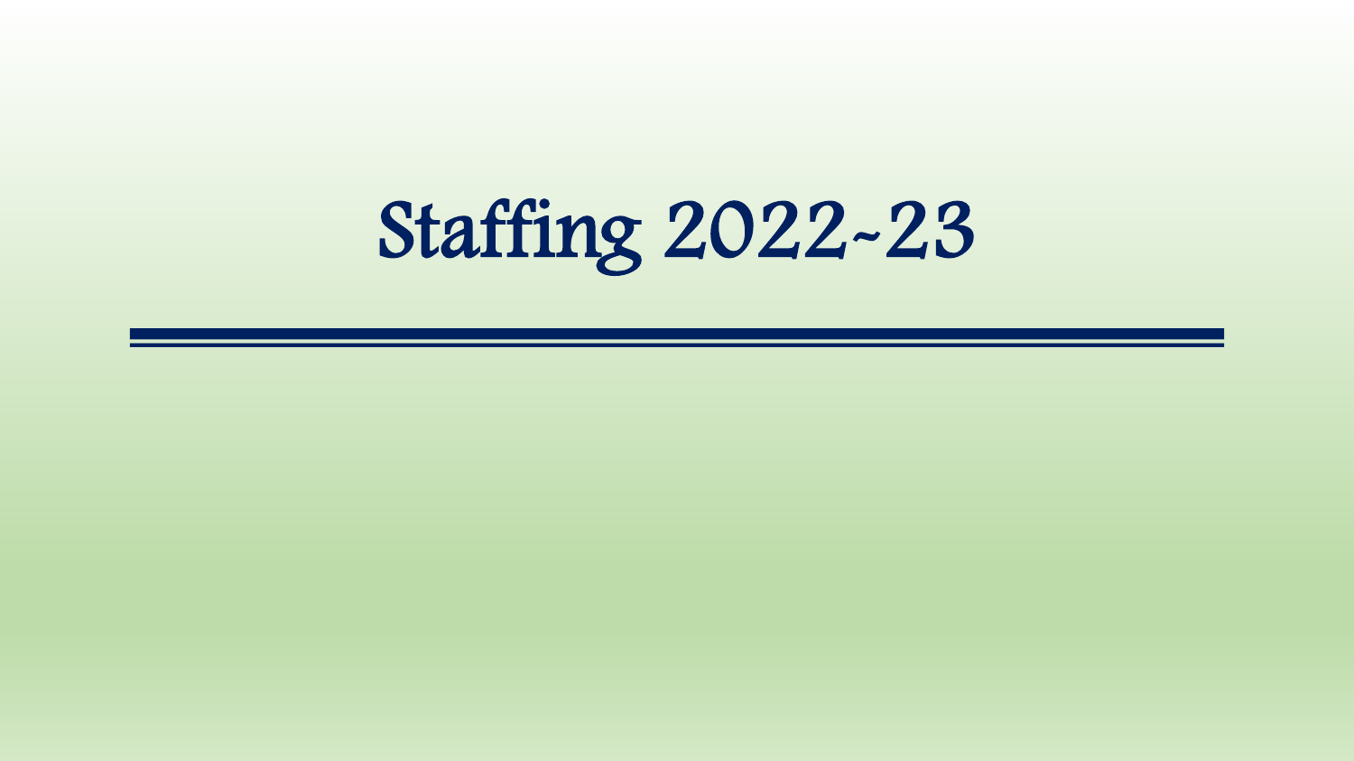# Staffing 2022-23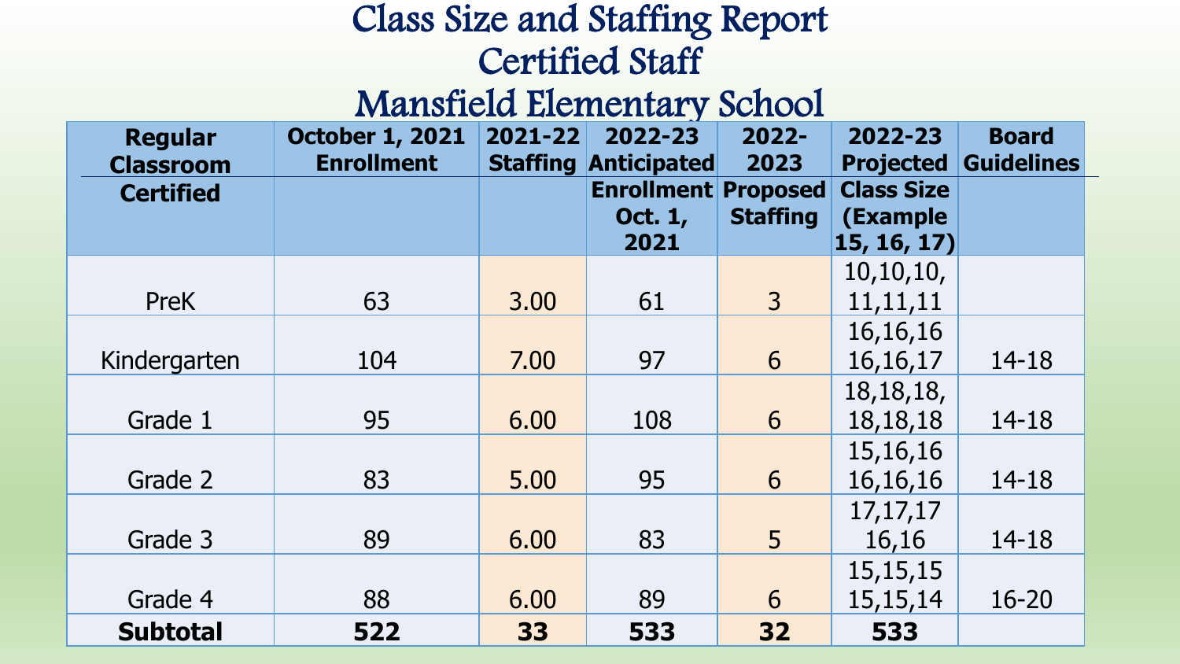# Class Size and Staffing Report
# Certified Staff
# Mansfield Elementary School

| Regular Classroom Certified | October 1, 2021 Enrollment | 2021-22 Staffing | 2022-23 Anticipated Enrollment Oct. 1, 2021 | 2022-2023 Proposed Staffing | 2022-23 Projected Class Size (Example 15, 16, 17) | Board Guidelines |
|---|---|---|---|---|---|---|
| PreK | 63 | 3.00 | 61 | 3 | 10,10,10, 11,11,11 | |
| Kindergarten | 104 | 7.00 | 97 | 6 | 16,16,16 16,16,17 | 14-18 |
| Grade 1 | 95 | 6.00 | 108 | 6 | 18,18,18, 18,18,18 | 14-18 |
| Grade 2 | 83 | 5.00 | 95 | 6 | 15,16,16 16,16,16 | 14-18 |
| Grade 3 | 89 | 6.00 | 83 | 5 | 17,17,17 16,16 | 14-18 |
| Grade 4 | 88 | 6.00 | 89 | 6 | 15,15,15 15,15,14 | 16-20 |
| **Subtotal** | **522** | **33** | **533** | **32** | **533** | |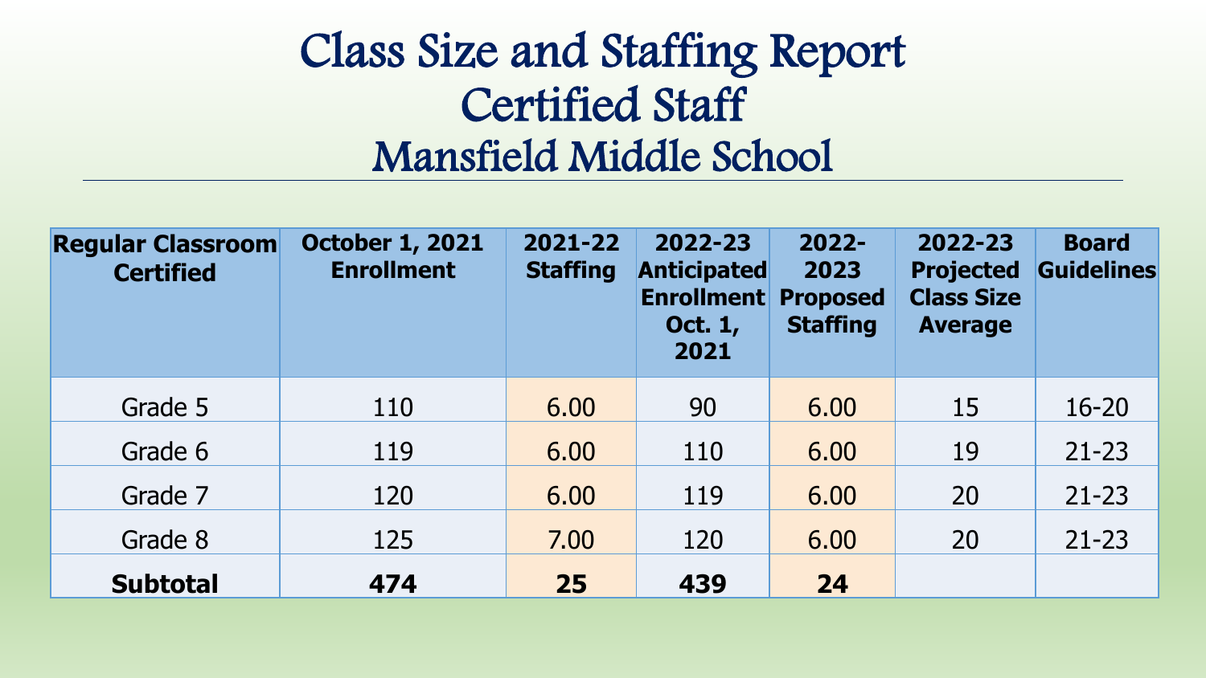# Class Size and Staffing Report
# Certified Staff
# Mansfield Middle School

| Regular Classroom Certified | October 1, 2021 Enrollment | 2021-22 Staffing | 2022-23 Anticipated Enrollment Oct. 1, 2021 | 2022-2023 Proposed Staffing | 2022-23 Projected Class Size Average | Board Guidelines |
|---|---|---|---|---|---|---|
| Grade 5 | 110 | 6.00 | 90 | 6.00 | 15 | 16-20 |
| Grade 6 | 119 | 6.00 | 110 | 6.00 | 19 | 21-23 |
| Grade 7 | 120 | 6.00 | 119 | 6.00 | 20 | 21-23 |
| Grade 8 | 125 | 7.00 | 120 | 6.00 | 20 | 21-23 |
| **Subtotal** | **474** | **25** | **439** | **24** | | |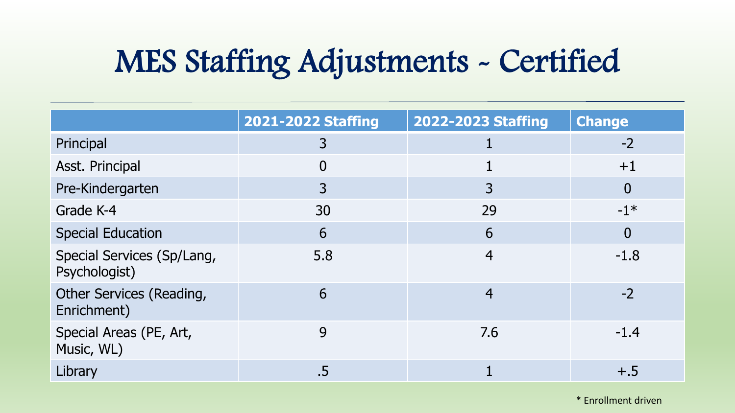# MES Staffing Adjustments ~ Certified

| | 2021-2022 Staffing | 2022-2023 Staffing | Change |
|---|---|---|---|
| Principal | 3 | 1 | -2 |
| Asst. Principal | 0 | 1 | +1 |
| Pre-Kindergarten | 3 | 3 | 0 |
| Grade K-4 | 30 | 29 | -1* |
| Special Education | 6 | 6 | 0 |
| Special Services (Sp/Lang, Psychologist) | 5.8 | 4 | -1.8 |
| Other Services (Reading, Enrichment) | 6 | 4 | -2 |
| Special Areas (PE, Art, Music, WL) | 9 | 7.6 | -1.4 |
| Library | .5 | 1 | +.5 |

* Enrollment driven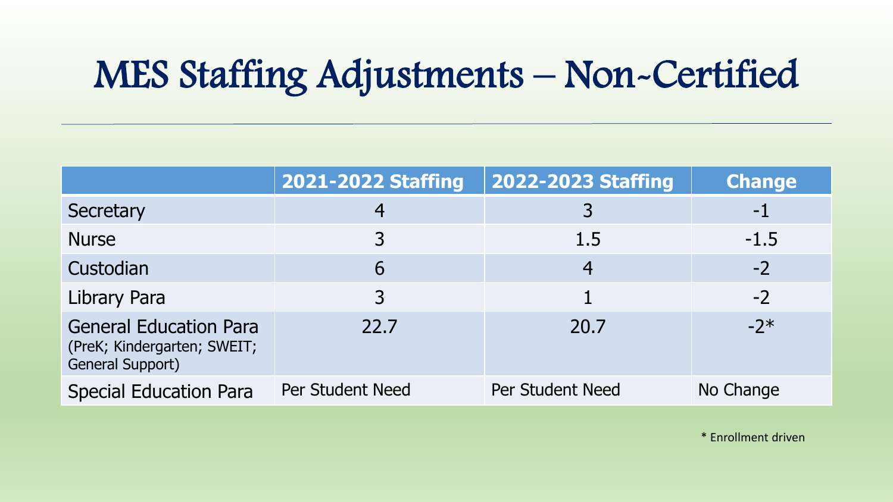# MES Staffing Adjustments – Non-Certified

| | 2021-2022 Staffing | 2022-2023 Staffing | Change |
|---|---|---|---|
| Secretary | 4 | 3 | -1 |
| Nurse | 3 | 1.5 | -1.5 |
| Custodian | 6 | 4 | -2 |
| Library Para | 3 | 1 | -2 |
| General Education Para (PreK; Kindergarten; SWEIT; General Support) | 22.7 | 20.7 | -2* |
| Special Education Para | Per Student Need | Per Student Need | No Change |

* Enrollment driven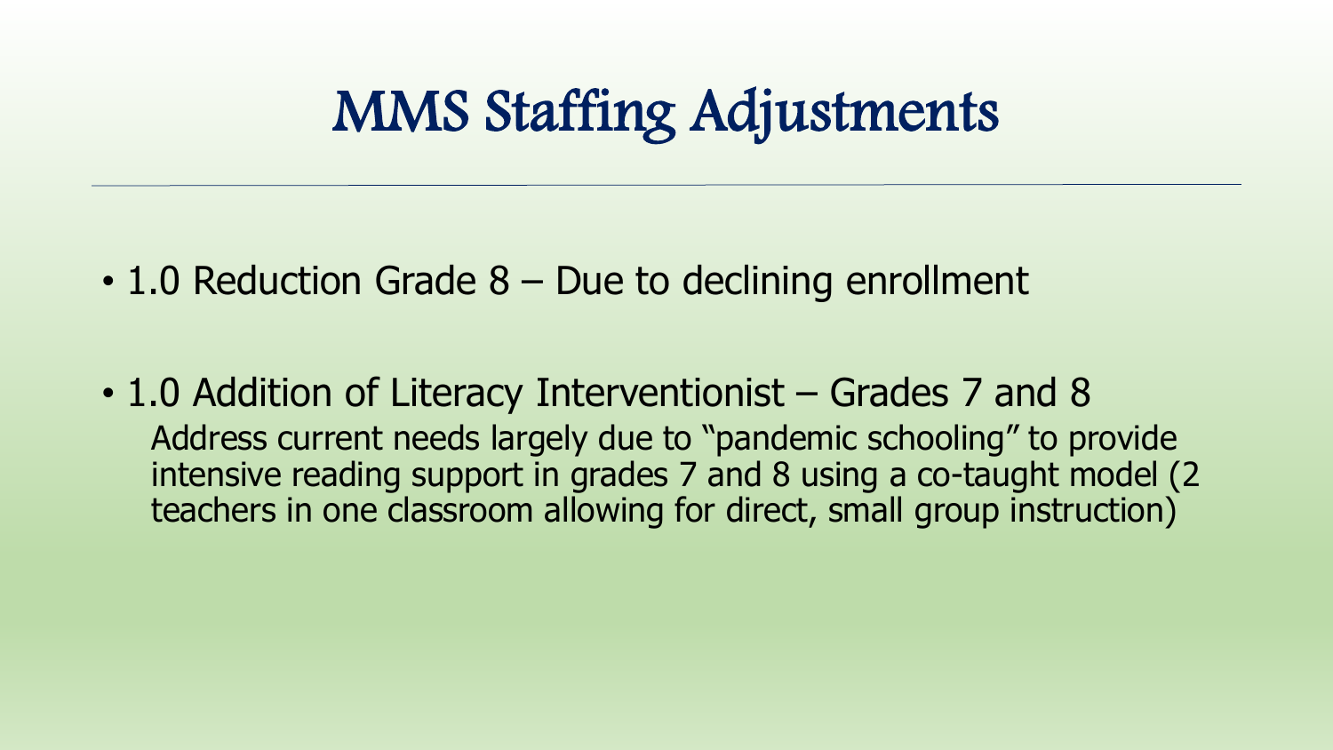# MMS Staffing Adjustments

- 1.0 Reduction Grade 8 – Due to declining enrollment

- 1.0 Addition of Literacy Interventionist – Grades 7 and 8
  Address current needs largely due to "pandemic schooling" to provide intensive reading support in grades 7 and 8 using a co-taught model (2 teachers in one classroom allowing for direct, small group instruction)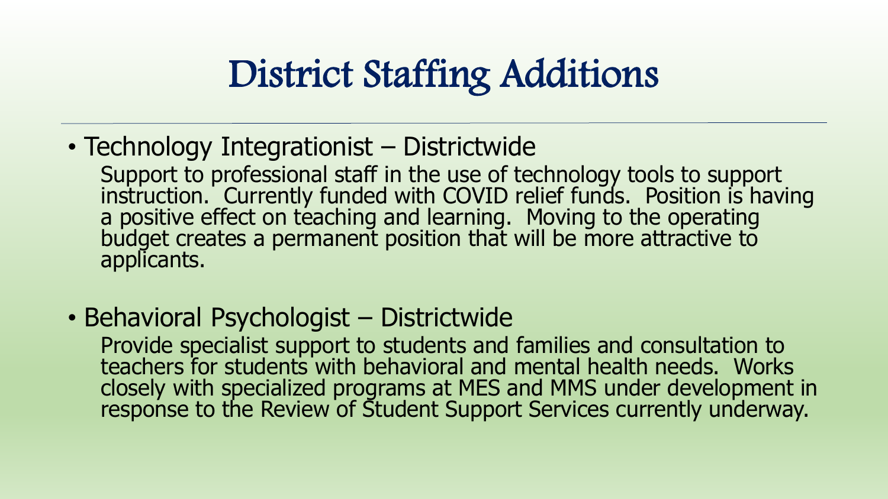# District Staffing Additions

- Technology Integrationist – Districtwide

  Support to professional staff in the use of technology tools to support instruction. Currently funded with COVID relief funds. Position is having a positive effect on teaching and learning. Moving to the operating budget creates a permanent position that will be more attractive to applicants.

- Behavioral Psychologist – Districtwide

  Provide specialist support to students and families and consultation to teachers for students with behavioral and mental health needs. Works closely with specialized programs at MES and MMS under development in response to the Review of Student Support Services currently underway.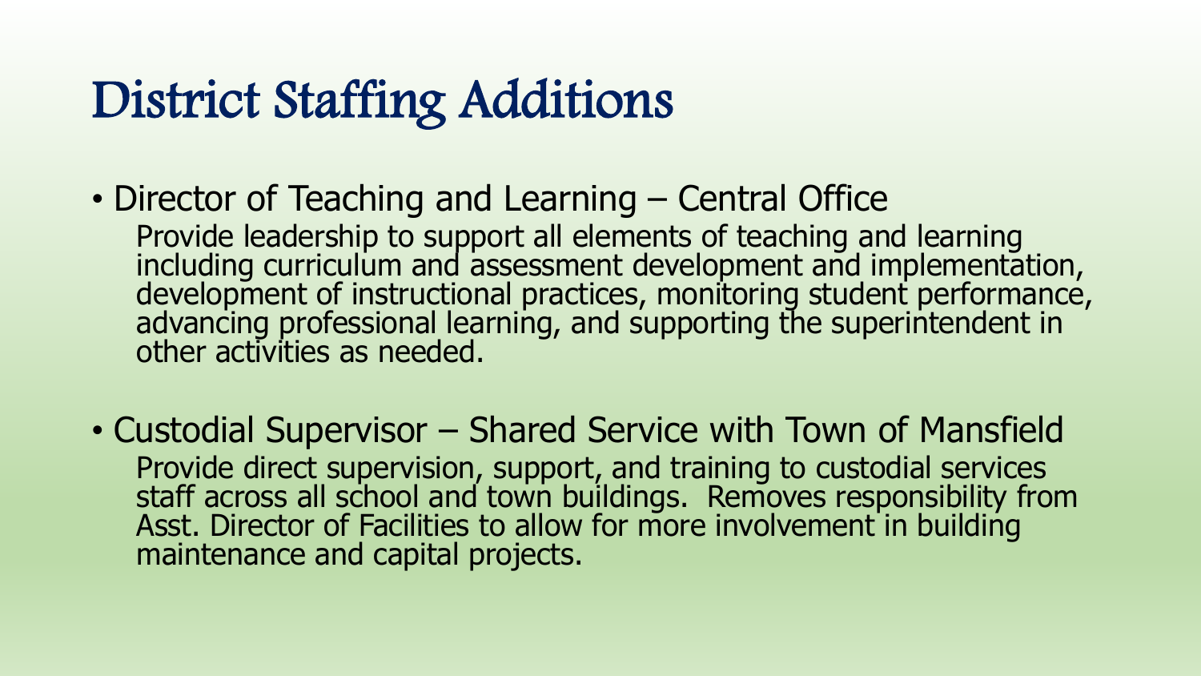# District Staffing Additions

- Director of Teaching and Learning – Central Office

  Provide leadership to support all elements of teaching and learning including curriculum and assessment development and implementation, development of instructional practices, monitoring student performance, advancing professional learning, and supporting the superintendent in other activities as needed.

- Custodial Supervisor – Shared Service with Town of Mansfield

  Provide direct supervision, support, and training to custodial services staff across all school and town buildings. Removes responsibility from Asst. Director of Facilities to allow for more involvement in building maintenance and capital projects.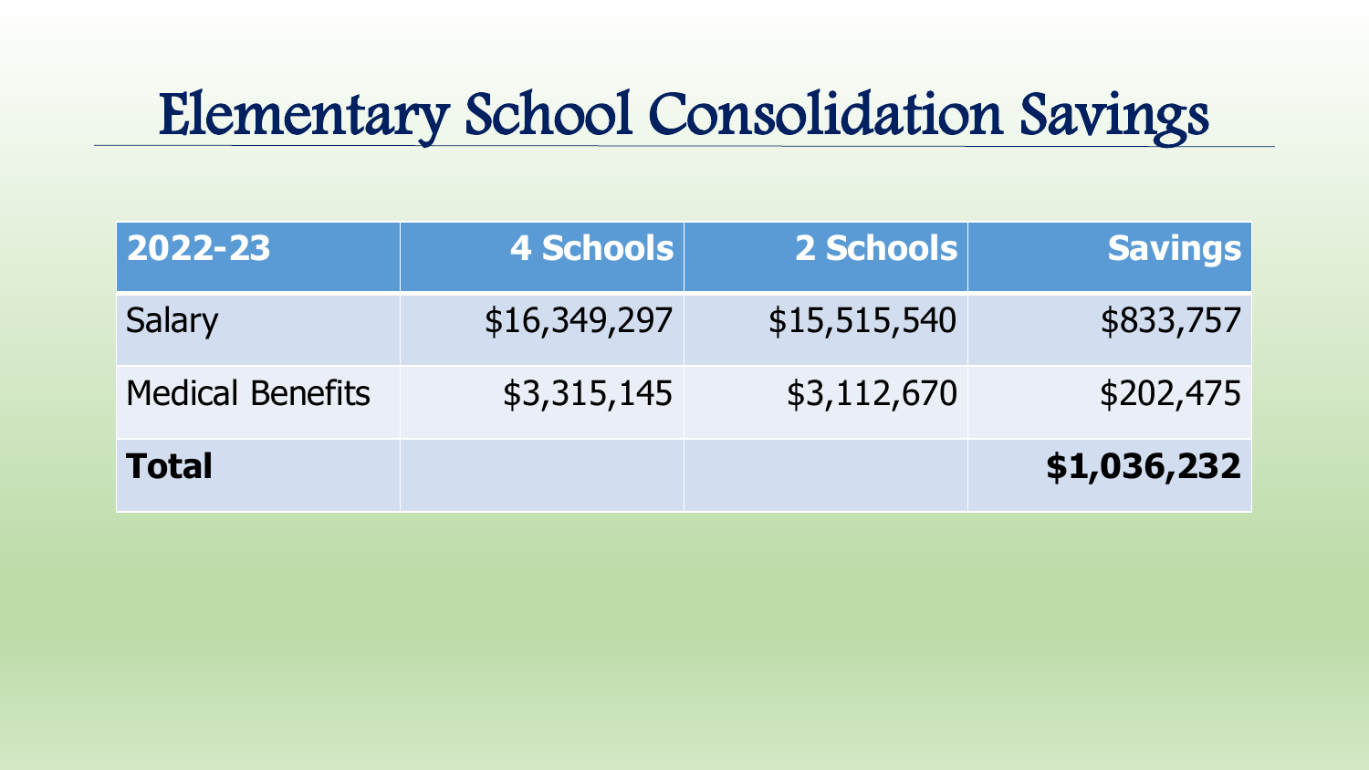# Elementary School Consolidation Savings

| 2022-23 | 4 Schools | 2 Schools | Savings |
|---|---|---|---|
| Salary | $16,349,297 | $15,515,540 | $833,757 |
| Medical Benefits | $3,315,145 | $3,112,670 | $202,475 |
| **Total** | | | **$1,036,232** |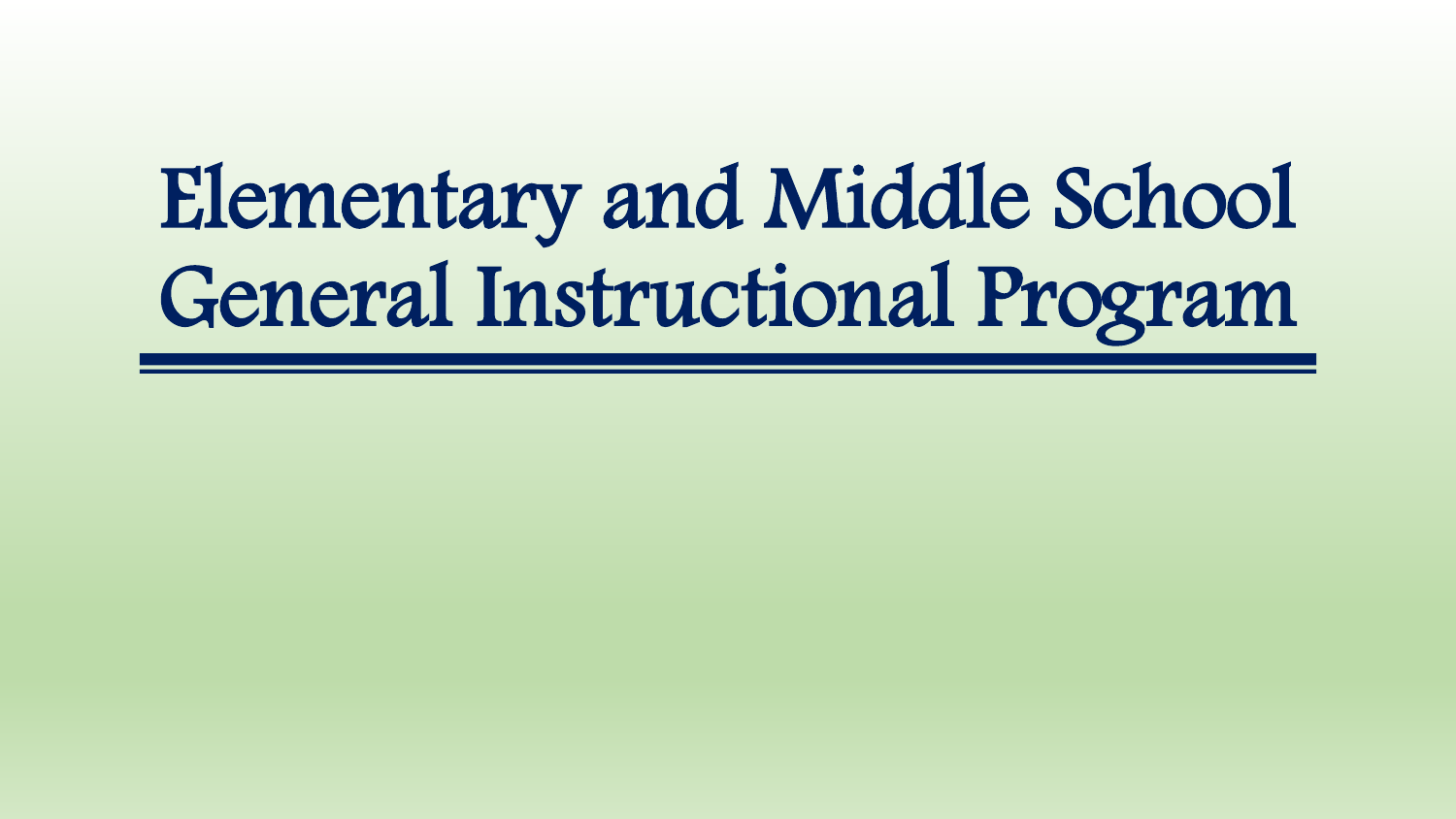# Elementary and Middle School General Instructional Program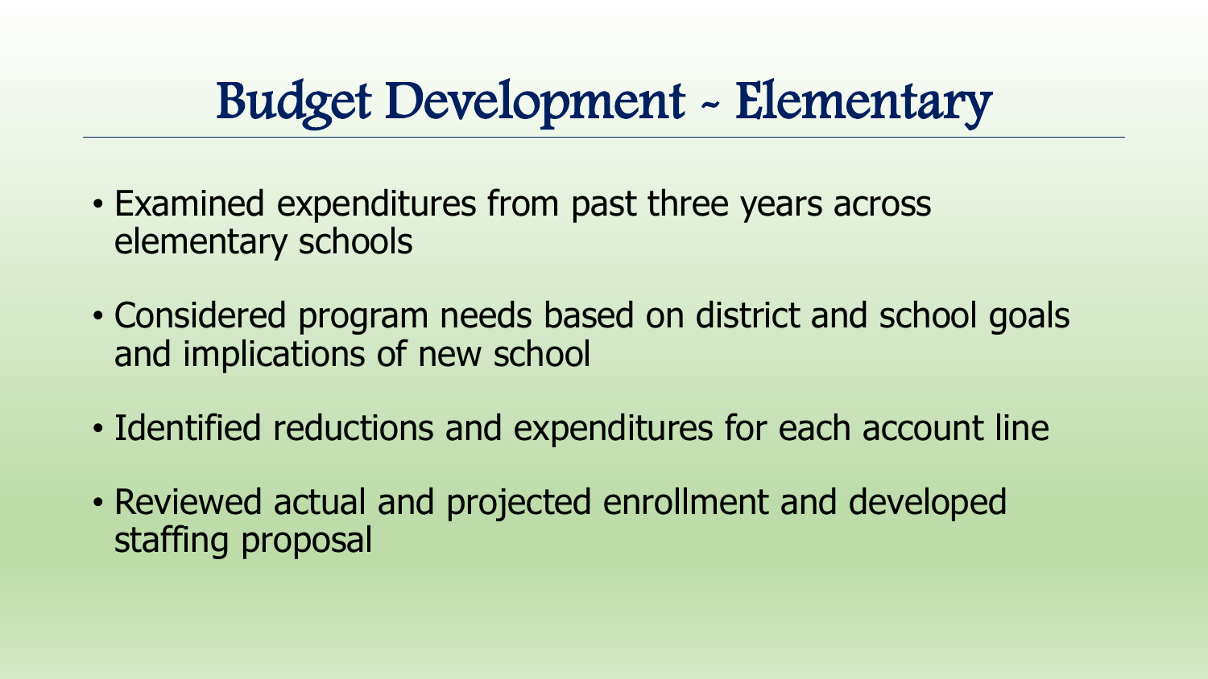# Budget Development ~ Elementary

- Examined expenditures from past three years across elementary schools
- Considered program needs based on district and school goals and implications of new school
- Identified reductions and expenditures for each account line
- Reviewed actual and projected enrollment and developed staffing proposal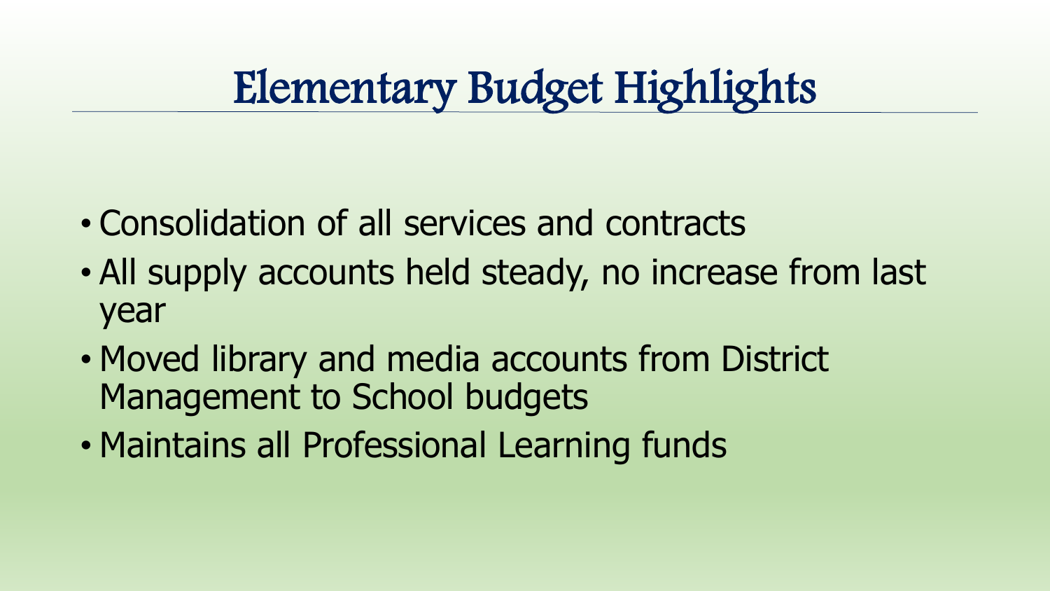# Elementary Budget Highlights

- Consolidation of all services and contracts
- All supply accounts held steady, no increase from last year
- Moved library and media accounts from District Management to School budgets
- Maintains all Professional Learning funds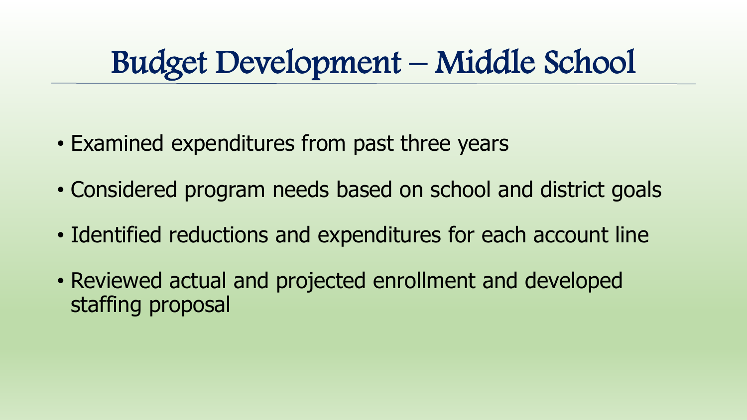# Budget Development – Middle School

- Examined expenditures from past three years
- Considered program needs based on school and district goals
- Identified reductions and expenditures for each account line
- Reviewed actual and projected enrollment and developed staffing proposal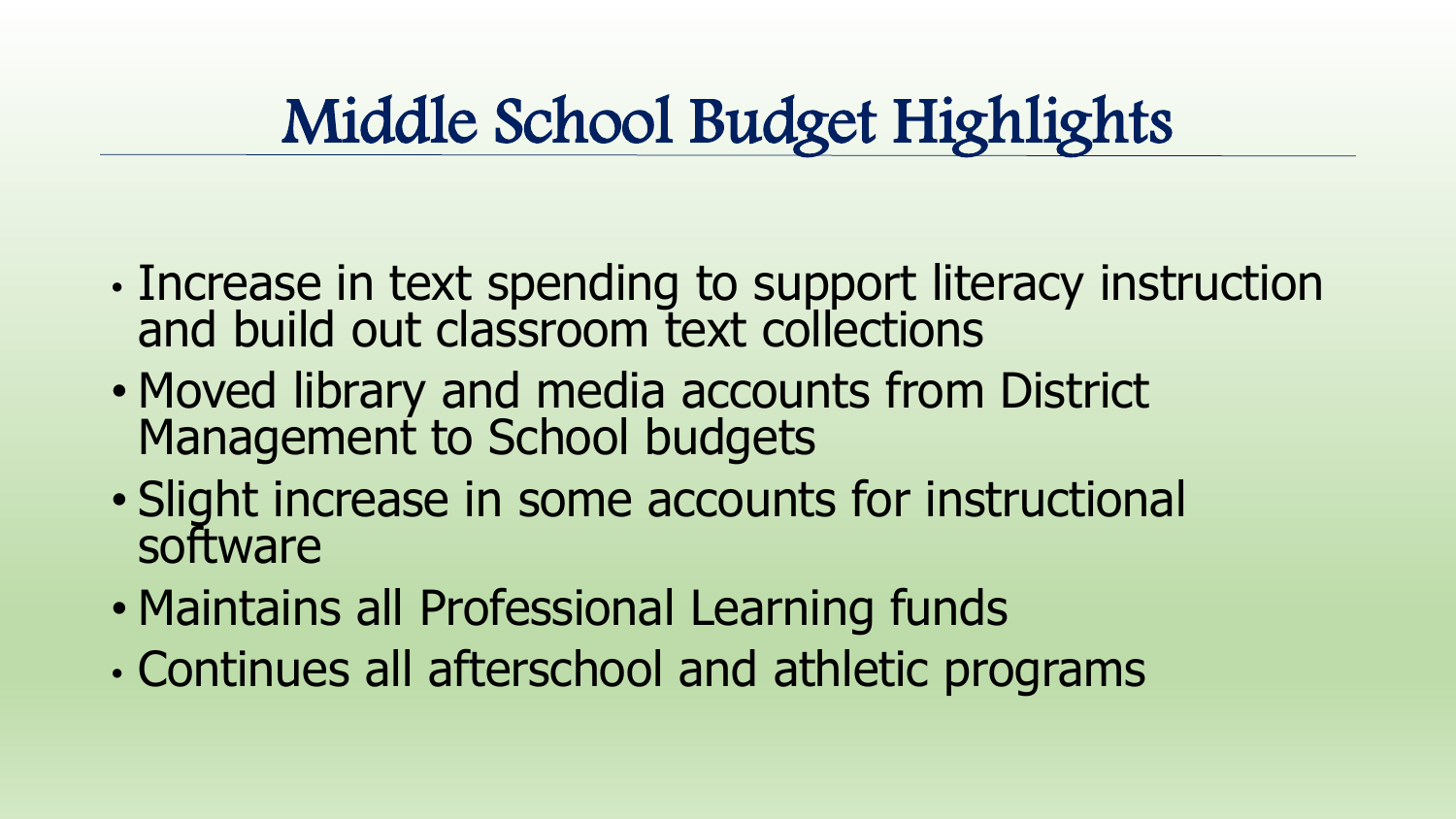# Middle School Budget Highlights

- Increase in text spending to support literacy instruction and build out classroom text collections
- Moved library and media accounts from District Management to School budgets
- Slight increase in some accounts for instructional software
- Maintains all Professional Learning funds
- Continues all afterschool and athletic programs